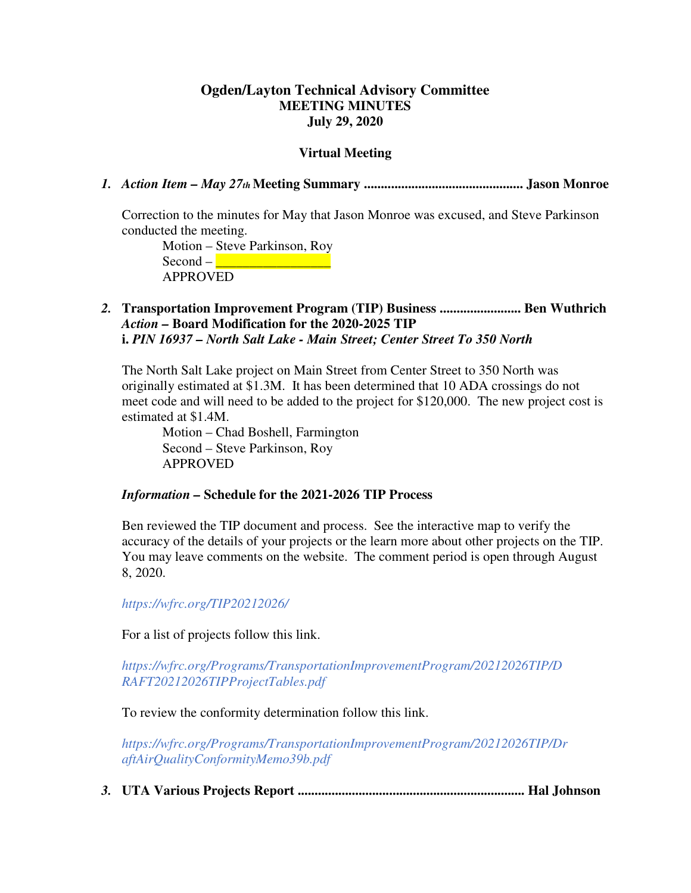# Ogden/Layton Technical Advisory Committee
## MEETING MINUTES
## July 29, 2020

### Virtual Meeting

1. ***Action Item – May 27th* Meeting Summary .............................................. Jason Monroe**

   Correction to the minutes for May that Jason Monroe was excused, and Steve Parkinson conducted the meeting.

   Motion – Steve Parkinson, Roy
   Second – ________________
   APPROVED

2. **Transportation Improvement Program (TIP) Business ........................ Ben Wuthrich**
   ***Action* – Board Modification for the 2020-2025 TIP**
   **i. *PIN 16937 – North Salt Lake - Main Street; Center Street To 350 North***

   The North Salt Lake project on Main Street from Center Street to 350 North was originally estimated at $1.3M. It has been determined that 10 ADA crossings do not meet code and will need to be added to the project for $120,000. The new project cost is estimated at $1.4M.

   Motion – Chad Boshell, Farmington
   Second – Steve Parkinson, Roy
   APPROVED

   ***Information* – Schedule for the 2021-2026 TIP Process**

   Ben reviewed the TIP document and process. See the interactive map to verify the accuracy of the details of your projects or the learn more about other projects on the TIP. You may leave comments on the website. The comment period is open through August 8, 2020.

   *https://wfrc.org/TIP20212026/*

   For a list of projects follow this link.

   *https://wfrc.org/Programs/TransportationImprovementProgram/20212026TIP/DRAFT20212026TIPProjectTables.pdf*

   To review the conformity determination follow this link.

   *https://wfrc.org/Programs/TransportationImprovementProgram/20212026TIP/DraftAirQualityConformityMemo39b.pdf*

3. **UTA Various Projects Report ................................................................. Hal Johnson**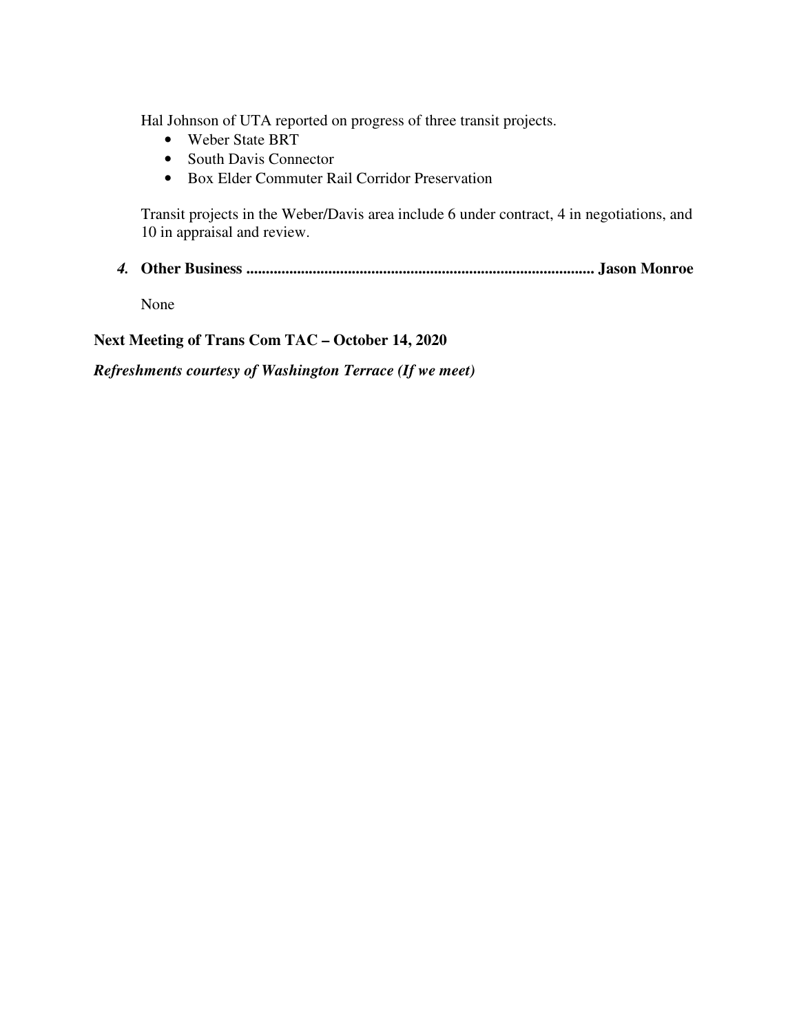Hal Johnson of UTA reported on progress of three transit projects.

- Weber State BRT
- South Davis Connector
- Box Elder Commuter Rail Corridor Preservation

Transit projects in the Weber/Davis area include 6 under contract, 4 in negotiations, and 10 in appraisal and review.

***4.*** **Other Business ........................................................................................ Jason Monroe**

None

**Next Meeting of Trans Com TAC – October 14, 2020**

***Refreshments courtesy of Washington Terrace (If we meet)***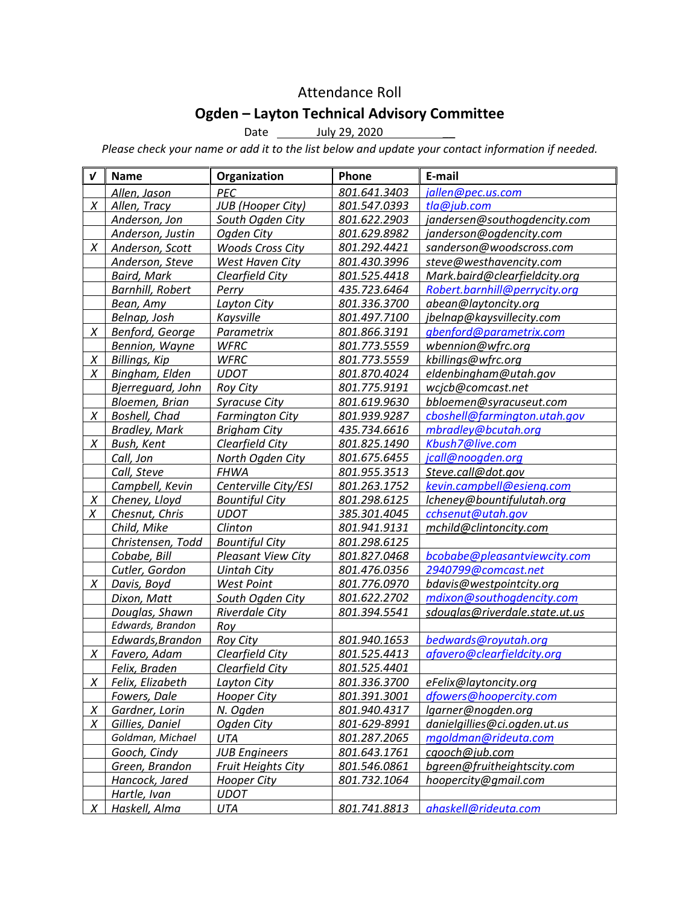# Attendance Roll

## Ogden – Layton Technical Advisory Committee

Date July 29, 2020

*Please check your name or add it to the list below and update your contact information if needed.*

| √ | Name | Organization | Phone | E-mail |
|---|---|---|---|---|
| | Allen, Jason | PEC | 801.641.3403 | jallen@pec.us.com |
| X | Allen, Tracy | JUB (Hooper City) | 801.547.0393 | tla@jub.com |
| | Anderson, Jon | South Ogden City | 801.622.2903 | jandersen@southogdencity.com |
| | Anderson, Justin | Ogden City | 801.629.8982 | janderson@ogdencity.com |
| X | Anderson, Scott | Woods Cross City | 801.292.4421 | sanderson@woodscross.com |
| | Anderson, Steve | West Haven City | 801.430.3996 | steve@westhavencity.com |
| | Baird, Mark | Clearfield City | 801.525.4418 | Mark.baird@clearfieldcity.org |
| | Barnhill, Robert | Perry | 435.723.6464 | Robert.barnhill@perrycity.org |
| | Bean, Amy | Layton City | 801.336.3700 | abean@laytoncity.org |
| | Belnap, Josh | Kaysville | 801.497.7100 | jbelnap@kaysvillecity.com |
| X | Benford, George | Parametrix | 801.866.3191 | gbenford@parametrix.com |
| | Bennion, Wayne | WFRC | 801.773.5559 | wbennion@wfrc.org |
| X | Billings, Kip | WFRC | 801.773.5559 | kbillings@wfrc.org |
| X | Bingham, Elden | UDOT | 801.870.4024 | eldenbingham@utah.gov |
| | Bjerreguard, John | Roy City | 801.775.9191 | wcjcb@comcast.net |
| | Bloemen, Brian | Syracuse City | 801.619.9630 | bbloemen@syracuseut.com |
| X | Boshell, Chad | Farmington City | 801.939.9287 | cboshell@farmington.utah.gov |
| | Bradley, Mark | Brigham City | 435.734.6616 | mbradley@bcutah.org |
| X | Bush, Kent | Clearfield City | 801.825.1490 | Kbush7@live.com |
| | Call, Jon | North Ogden City | 801.675.6455 | jcall@noogden.org |
| | Call, Steve | FHWA | 801.955.3513 | Steve.call@dot.gov |
| | Campbell, Kevin | Centerville City/ESI | 801.263.1752 | kevin.campbell@esieng.com |
| X | Cheney, Lloyd | Bountiful City | 801.298.6125 | lcheney@bountifulutah.org |
| X | Chesnut, Chris | UDOT | 385.301.4045 | cchsenut@utah.gov |
| | Child, Mike | Clinton | 801.941.9131 | mchild@clintoncity.com |
| | Christensen, Todd | Bountiful City | 801.298.6125 | |
| | Cobabe, Bill | Pleasant View City | 801.827.0468 | bcobabe@pleasantviewcity.com |
| | Cutler, Gordon | Uintah City | 801.476.0356 | 2940799@comcast.net |
| X | Davis, Boyd | West Point | 801.776.0970 | bdavis@westpointcity.org |
| | Dixon, Matt | South Ogden City | 801.622.2702 | mdixon@southogdencity.com |
| | Douglas, Shawn | Riverdale City | 801.394.5541 | sdouglas@riverdale.state.ut.us |
| | Edwards, Brandon | Roy | | |
| | Edwards,Brandon | Roy City | 801.940.1653 | bedwards@royutah.org |
| X | Favero, Adam | Clearfield City | 801.525.4413 | afavero@clearfieldcity.org |
| | Felix, Braden | Clearfield City | 801.525.4401 | |
| X | Felix, Elizabeth | Layton City | 801.336.3700 | eFelix@laytoncity.org |
| | Fowers, Dale | Hooper City | 801.391.3001 | dfowers@hoopercity.com |
| X | Gardner, Lorin | N. Ogden | 801.940.4317 | lgarner@nogden.org |
| X | Gillies, Daniel | Ogden City | 801-629-8991 | danielgillies@ci.ogden.ut.us |
| | Goldman, Michael | UTA | 801.287.2065 | mgoldman@rideuta.com |
| | Gooch, Cindy | JUB Engineers | 801.643.1761 | cgooch@jub.com |
| | Green, Brandon | Fruit Heights City | 801.546.0861 | bgreen@fruitheightscity.com |
| | Hancock, Jared | Hooper City | 801.732.1064 | hoopercity@gmail.com |
| | Hartle, Ivan | UDOT | | |
| X | Haskell, Alma | UTA | 801.741.8813 | ahaskell@rideuta.com |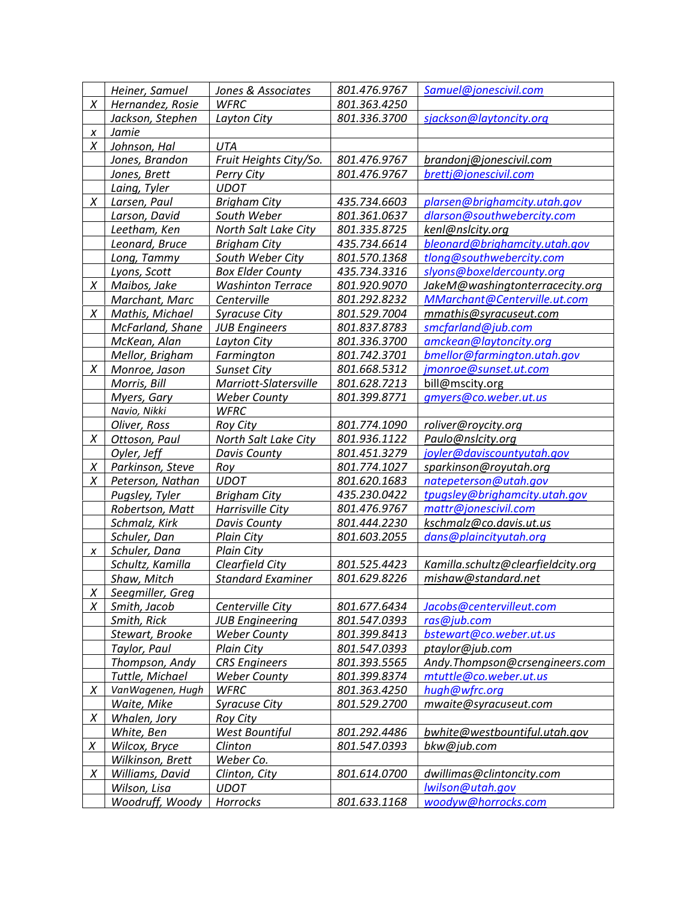| | | | | |
|---|---|---|---|---|
| | Heiner, Samuel | Jones & Associates | 801.476.9767 | Samuel@jonescivil.com |
| X | Hernandez, Rosie | WFRC | 801.363.4250 | |
| | Jackson, Stephen | Layton City | 801.336.3700 | sjackson@laytoncity.org |
| x | Jamie | | | |
| X | Johnson, Hal | UTA | | |
| | Jones, Brandon | Fruit Heights City/So. | 801.476.9767 | brandonj@jonescivil.com |
| | Jones, Brett | Perry City | 801.476.9767 | brettj@jonescivil.com |
| | Laing, Tyler | UDOT | | |
| X | Larsen, Paul | Brigham City | 435.734.6603 | plarsen@brighamcity.utah.gov |
| | Larson, David | South Weber | 801.361.0637 | dlarson@southwebercity.com |
| | Leetham, Ken | North Salt Lake City | 801.335.8725 | kenl@nslcity.org |
| | Leonard, Bruce | Brigham City | 435.734.6614 | bleonard@brighamcity.utah.gov |
| | Long, Tammy | South Weber City | 801.570.1368 | tlong@southwebercity.com |
| | Lyons, Scott | Box Elder County | 435.734.3316 | slyons@boxeldercounty.org |
| X | Maibos, Jake | Washinton Terrace | 801.920.9070 | JakeM@washingtonterracecity.org |
| | Marchant, Marc | Centerville | 801.292.8232 | MMarchant@Centerville.ut.com |
| X | Mathis, Michael | Syracuse City | 801.529.7004 | mmathis@syracuseut.com |
| | McFarland, Shane | JUB Engineers | 801.837.8783 | smcfarland@jub.com |
| | McKean, Alan | Layton City | 801.336.3700 | amckean@laytoncity.org |
| | Mellor, Brigham | Farmington | 801.742.3701 | bmellor@farmington.utah.gov |
| X | Monroe, Jason | Sunset City | 801.668.5312 | jmonroe@sunset.ut.com |
| | Morris, Bill | Marriott-Slatersville | 801.628.7213 | bill@mscity.org |
| | Myers, Gary | Weber County | 801.399.8771 | gmyers@co.weber.ut.us |
| | Navio, Nikki | WFRC | | |
| | Oliver, Ross | Roy City | 801.774.1090 | roliver@roycity.org |
| X | Ottoson, Paul | North Salt Lake City | 801.936.1122 | Paulo@nslcity.org |
| | Oyler, Jeff | Davis County | 801.451.3279 | joyler@daviscountyutah.gov |
| X | Parkinson, Steve | Roy | 801.774.1027 | sparkinson@royutah.org |
| X | Peterson, Nathan | UDOT | 801.620.1683 | natepeterson@utah.gov |
| | Pugsley, Tyler | Brigham City | 435.230.0422 | tpugsley@brighamcity.utah.gov |
| | Robertson, Matt | Harrisville City | 801.476.9767 | mattr@jonescivil.com |
| | Schmalz, Kirk | Davis County | 801.444.2230 | kschmalz@co.davis.ut.us |
| | Schuler, Dan | Plain City | 801.603.2055 | dans@plaincityutah.org |
| x | Schuler, Dana | Plain City | | |
| | Schultz, Kamilla | Clearfield City | 801.525.4423 | Kamilla.schultz@clearfieldcity.org |
| | Shaw, Mitch | Standard Examiner | 801.629.8226 | mishaw@standard.net |
| X | Seegmiller, Greg | | | |
| X | Smith, Jacob | Centerville City | 801.677.6434 | Jacobs@centervilleut.com |
| | Smith, Rick | JUB Engineering | 801.547.0393 | ras@jub.com |
| | Stewart, Brooke | Weber County | 801.399.8413 | bstewart@co.weber.ut.us |
| | Taylor, Paul | Plain City | 801.547.0393 | ptaylor@jub.com |
| | Thompson, Andy | CRS Engineers | 801.393.5565 | Andy.Thompson@crsengineers.com |
| | Tuttle, Michael | Weber County | 801.399.8374 | mtuttle@co.weber.ut.us |
| X | VanWagenen, Hugh | WFRC | 801.363.4250 | hugh@wfrc.org |
| | Waite, Mike | Syracuse City | 801.529.2700 | mwaite@syracuseut.com |
| X | Whalen, Jory | Roy City | | |
| | White, Ben | West Bountiful | 801.292.4486 | bwhite@westbountiful.utah.gov |
| X | Wilcox, Bryce | Clinton | 801.547.0393 | bkw@jub.com |
| | Wilkinson, Brett | Weber Co. | | |
| X | Williams, David | Clinton, City | 801.614.0700 | dwillimas@clintoncity.com |
| | Wilson, Lisa | UDOT | | lwilson@utah.gov |
| | Woodruff, Woody | Horrocks | 801.633.1168 | woodyw@horrocks.com |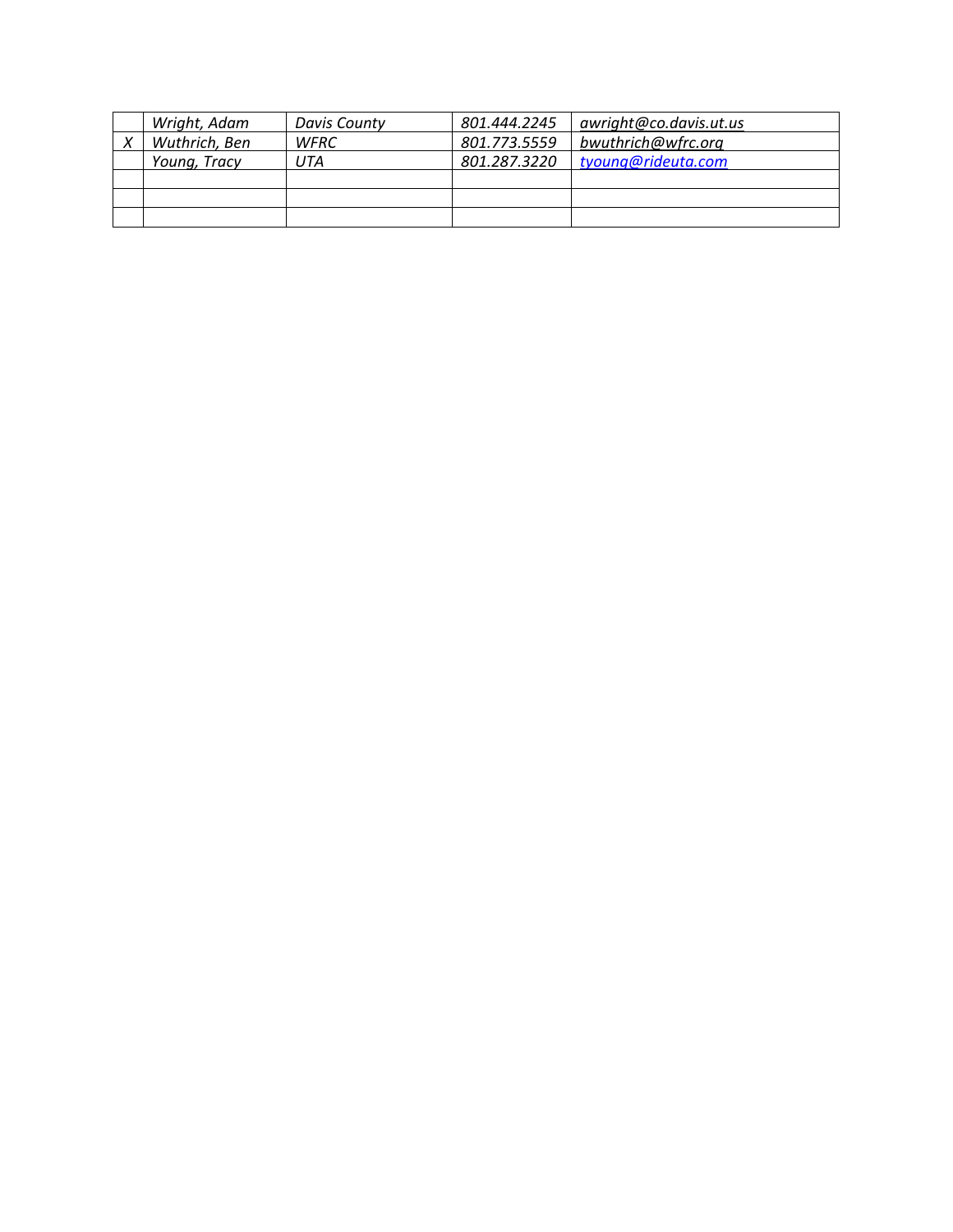| | | | | |
|---|---|---|---|---|
| | *Wright, Adam* | *Davis County* | *801.444.2245* | *awright@co.davis.ut.us* |
| *X* | *Wuthrich, Ben* | *WFRC* | *801.773.5559* | *bwuthrich@wfrc.org* |
| | *Young, Tracy* | *UTA* | *801.287.3220* | *tyoung@rideuta.com* |
| | | | | |
| | | | | |
| | | | | |